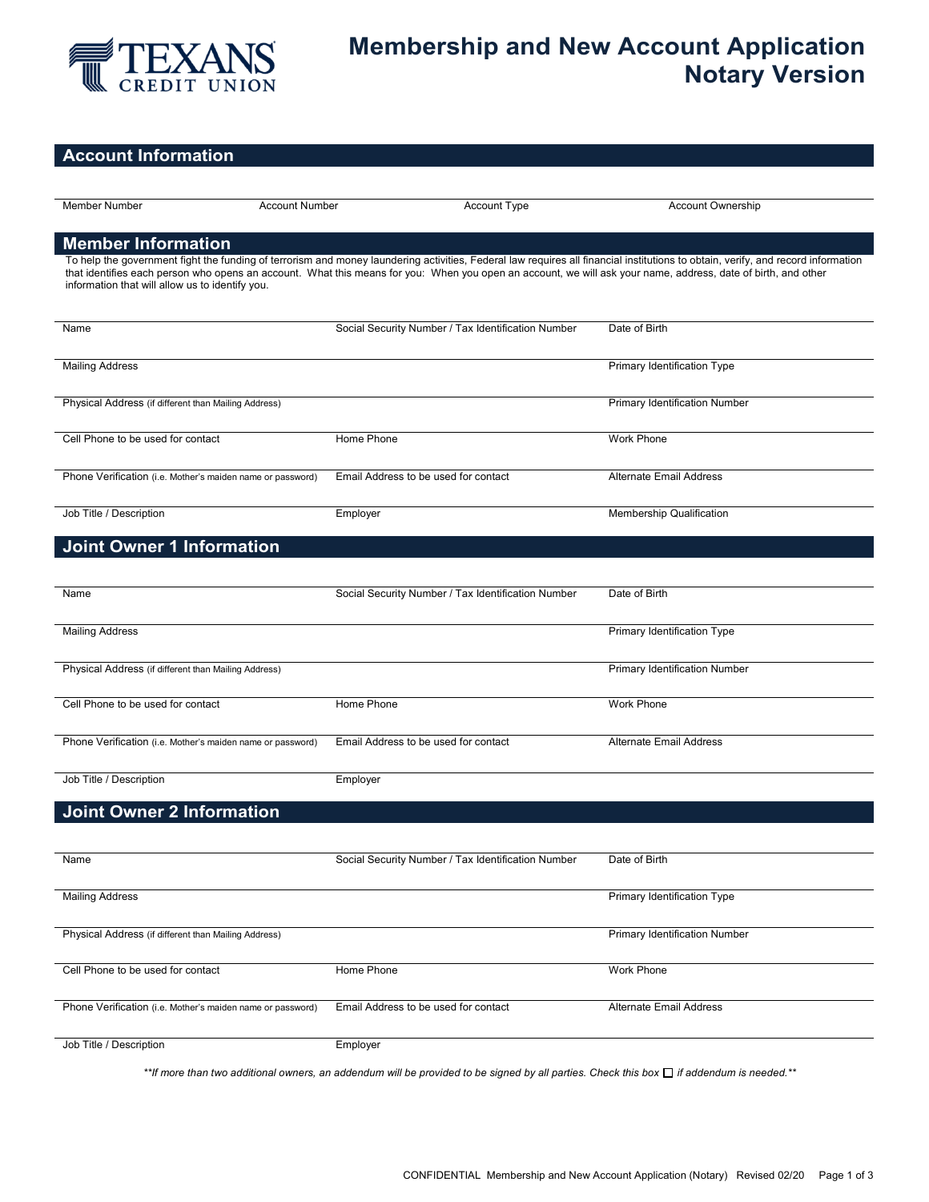TEXANS CREDIT UNION

# Membership and New Account Application
# Notary Version

## Account Information

| Member Number | Account Number | Account Type | Account Ownership |
|---|---|---|---|

## Member Information

To help the government fight the funding of terrorism and money laundering activities, Federal law requires all financial institutions to obtain, verify, and record information that identifies each person who opens an account. What this means for you: When you open an account, we will ask your name, address, date of birth, and other information that will allow us to identify you.

| | | |
|---|---|---|
| Name | Social Security Number / Tax Identification Number | Date of Birth |
| Mailing Address | | Primary Identification Type |
| Physical Address (if different than Mailing Address) | | Primary Identification Number |
| Cell Phone to be used for contact | Home Phone | Work Phone |
| Phone Verification (i.e. Mother's maiden name or password) | Email Address to be used for contact | Alternate Email Address |
| Job Title / Description | Employer | Membership Qualification |

## Joint Owner 1 Information

| | | |
|---|---|---|
| Name | Social Security Number / Tax Identification Number | Date of Birth |
| Mailing Address | | Primary Identification Type |
| Physical Address (if different than Mailing Address) | | Primary Identification Number |
| Cell Phone to be used for contact | Home Phone | Work Phone |
| Phone Verification (i.e. Mother's maiden name or password) | Email Address to be used for contact | Alternate Email Address |
| Job Title / Description | Employer | |

## Joint Owner 2 Information

| | | |
|---|---|---|
| Name | Social Security Number / Tax Identification Number | Date of Birth |
| Mailing Address | | Primary Identification Type |
| Physical Address (if different than Mailing Address) | | Primary Identification Number |
| Cell Phone to be used for contact | Home Phone | Work Phone |
| Phone Verification (i.e. Mother's maiden name or password) | Email Address to be used for contact | Alternate Email Address |
| Job Title / Description | Employer | |

*\*\*If more than two additional owners, an addendum will be provided to be signed by all parties. Check this box ☐ if addendum is needed.\*\**

CONFIDENTIAL Membership and New Account Application (Notary) Revised 02/20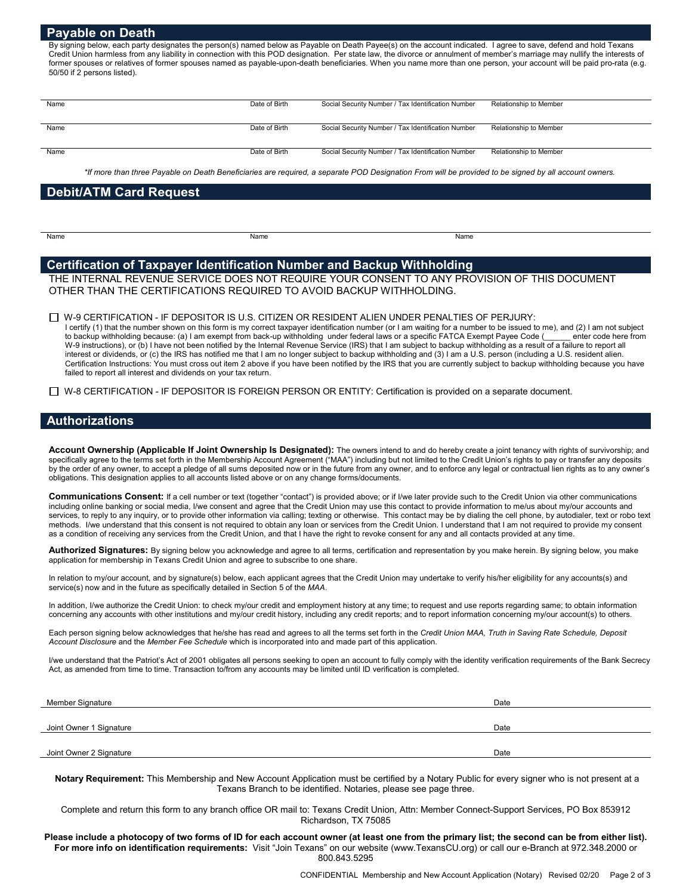## Payable on Death

By signing below, each party designates the person(s) named below as Payable on Death Payee(s) on the account indicated. I agree to save, defend and hold Texans Credit Union harmless from any liability in connection with this POD designation. Per state law, the divorce or annulment of member's marriage may nullify the interests of former spouses or relatives of former spouses named as payable-upon-death beneficiaries. When you name more than one person, your account will be paid pro-rata (e.g. 50/50 if 2 persons listed).

| Name | Date of Birth | Social Security Number / Tax Identification Number | Relationship to Member |
|---|---|---|---|
| Name | Date of Birth | Social Security Number / Tax Identification Number | Relationship to Member |
| Name | Date of Birth | Social Security Number / Tax Identification Number | Relationship to Member |

*\*If more than three Payable on Death Beneficiaries are required, a separate POD Designation From will be provided to be signed by all account owners.*

## Debit/ATM Card Request

| Name | Name | Name |
|---|---|---|

## Certification of Taxpayer Identification Number and Backup Withholding

THE INTERNAL REVENUE SERVICE DOES NOT REQUIRE YOUR CONSENT TO ANY PROVISION OF THIS DOCUMENT OTHER THAN THE CERTIFICATIONS REQUIRED TO AVOID BACKUP WITHHOLDING.

☐ W-9 CERTIFICATION - IF DEPOSITOR IS U.S. CITIZEN OR RESIDENT ALIEN UNDER PENALTIES OF PERJURY:
I certify (1) that the number shown on this form is my correct taxpayer identification number (or I am waiting for a number to be issued to me), and (2) I am not subject to backup withholding because: (a) I am exempt from back-up withholding under federal laws or a specific FATCA Exempt Payee Code (______ enter code here from W-9 instructions), or (b) I have not been notified by the Internal Revenue Service (IRS) that I am subject to backup withholding as a result of a failure to report all interest or dividends, or (c) the IRS has notified me that I am no longer subject to backup withholding and (3) I am a U.S. person (including a U.S. resident alien. Certification Instructions: You must cross out item 2 above if you have been notified by the IRS that you are currently subject to backup withholding because you have failed to report all interest and dividends on your tax return.

☐ W-8 CERTIFICATION - IF DEPOSITOR IS FOREIGN PERSON OR ENTITY: Certification is provided on a separate document.

## Authorizations

**Account Ownership (Applicable If Joint Ownership Is Designated):** The owners intend to and do hereby create a joint tenancy with rights of survivorship; and specifically agree to the terms set forth in the Membership Account Agreement ("MAA") including but not limited to the Credit Union's rights to pay or transfer any deposits by the order of any owner, to accept a pledge of all sums deposited now or in the future from any owner, and to enforce any legal or contractual lien rights as to any owner's obligations. This designation applies to all accounts listed above or on any change forms/documents.

**Communications Consent:** If a cell number or text (together "contact") is provided above; or if I/we later provide such to the Credit Union via other communications including online banking or social media, I/we consent and agree that the Credit Union may use this contact to provide information to me/us about my/our accounts and services, to reply to any inquiry, or to provide other information via calling; texting or otherwise. This contact may be by dialing the cell phone, by autodialer, text or robo text methods. I/we understand that this consent is not required to obtain any loan or services from the Credit Union. I understand that I am not required to provide my consent as a condition of receiving any services from the Credit Union, and that I have the right to revoke consent for any and all contacts provided at any time.

**Authorized Signatures:** By signing below you acknowledge and agree to all terms, certification and representation by you make herein. By signing below, you make application for membership in Texans Credit Union and agree to subscribe to one share.

In relation to my/our account, and by signature(s) below, each applicant agrees that the Credit Union may undertake to verify his/her eligibility for any accounts(s) and service(s) now and in the future as specifically detailed in Section 5 of the *MAA*.

In addition, I/we authorize the Credit Union: to check my/our credit and employment history at any time; to request and use reports regarding same; to obtain information concerning any accounts with other institutions and my/our credit history, including any credit reports; and to report information concerning my/our account(s) to others.

Each person signing below acknowledges that he/she has read and agrees to all the terms set forth in the *Credit Union MAA, Truth in Saving Rate Schedule, Deposit Account Disclosure* and the *Member Fee Schedule* which is incorporated into and made part of this application.

I/we understand that the Patriot's Act of 2001 obligates all persons seeking to open an account to fully comply with the identity verification requirements of the Bank Secrecy Act, as amended from time to time. Transaction to/from any accounts may be limited until ID verification is completed.

| Member Signature | Date |
|---|---|
| Joint Owner 1 Signature | Date |
| Joint Owner 2 Signature | Date |

**Notary Requirement:** This Membership and New Account Application must be certified by a Notary Public for every signer who is not present at a Texans Branch to be identified. Notaries, please see page three.

Complete and return this form to any branch office OR mail to: Texans Credit Union, Attn: Member Connect-Support Services, PO Box 853912 Richardson, TX 75085

**Please include a photocopy of two forms of ID for each account owner (at least one from the primary list; the second can be from either list). For more info on identification requirements:** Visit "Join Texans" on our website (www.TexansCU.org) or call our e-Branch at 972.348.2000 or 800.843.5295

CONFIDENTIAL Membership and New Account Application (Notary) Revised 02/20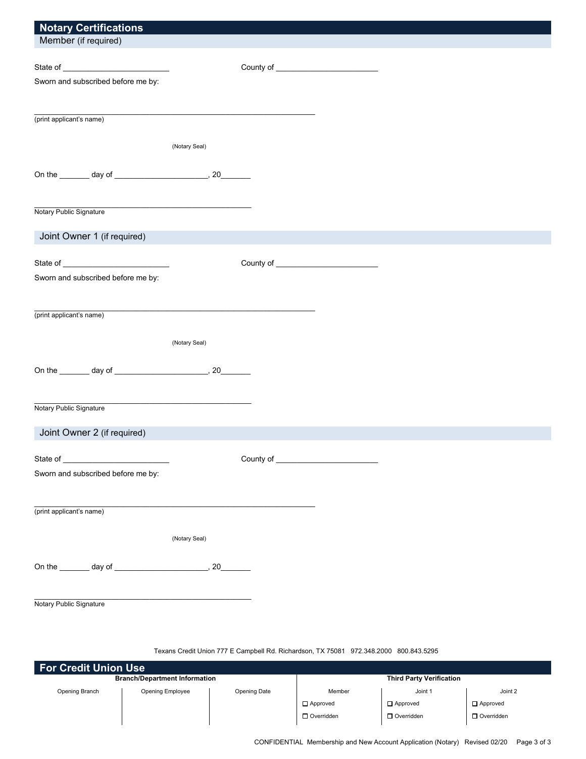## Notary Certifications

### Member (if required)

State of ________________________ County of ________________________

Sworn and subscribed before me by:

_______________________________________________________________

(print applicant's name)

(Notary Seal)

On the _______ day of _____________________, 20_______

_________________________________________________

Notary Public Signature

### Joint Owner 1 (if required)

State of ________________________ County of ________________________

Sworn and subscribed before me by:

_______________________________________________________________

(print applicant's name)

(Notary Seal)

On the _______ day of _____________________, 20_______

_________________________________________________

Notary Public Signature

### Joint Owner 2 (if required)

State of ________________________ County of ________________________

Sworn and subscribed before me by:

_______________________________________________________________

(print applicant's name)

(Notary Seal)

On the _______ day of _____________________, 20_______

_________________________________________________

Notary Public Signature

Texans Credit Union 777 E Campbell Rd. Richardson, TX 75081 972.348.2000 800.843.5295

## For Credit Union Use

| Branch/Department Information | | | Third Party Verification | | |
|---|---|---|---|---|---|
| Opening Branch | Opening Employee | Opening Date | Member | Joint 1 | Joint 2 |
| | | | ☐ Approved | ☐ Approved | ☐ Approved |
| | | | ☐ Overridden | ☐ Overridden | ☐ Overridden |

CONFIDENTIAL Membership and New Account Application (Notary) Revised 02/20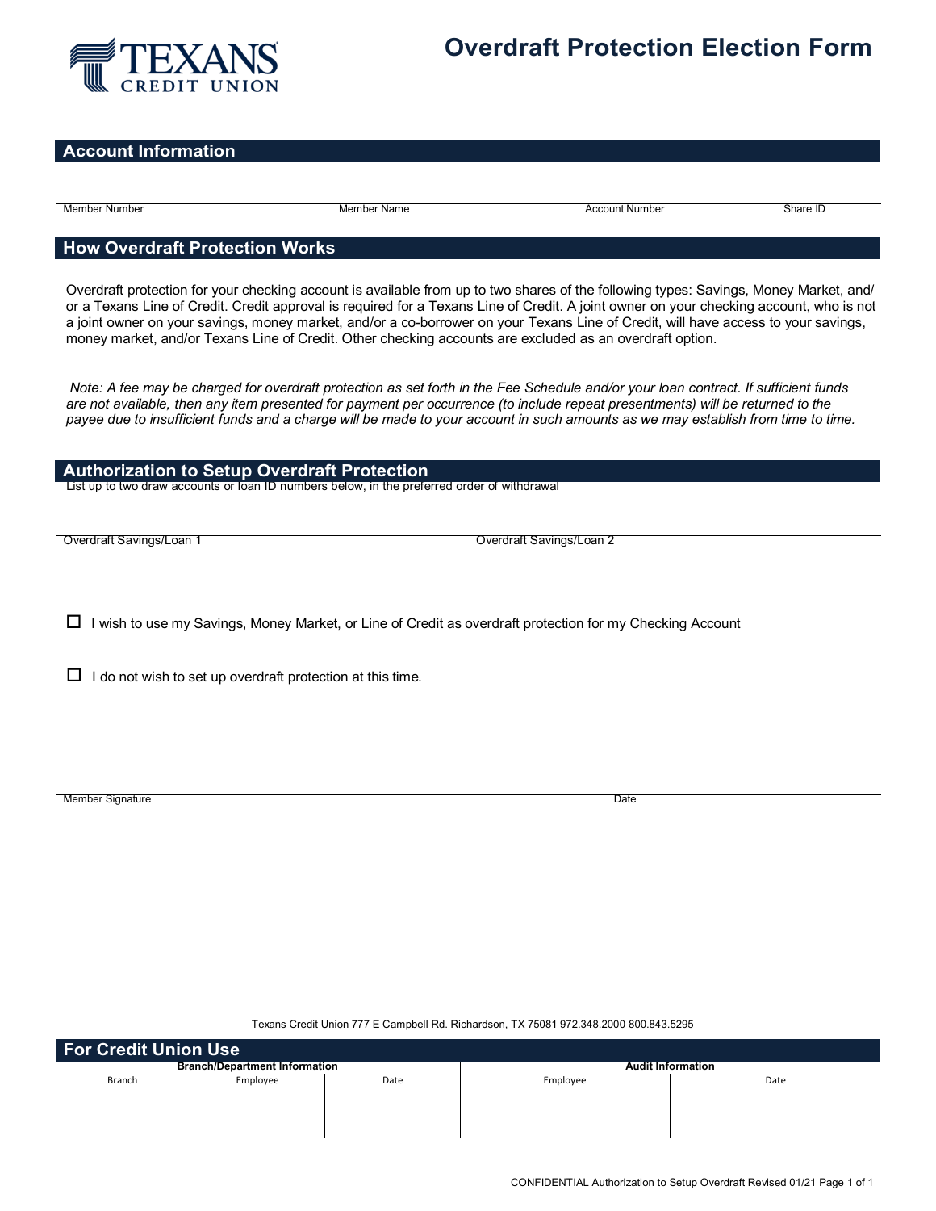TEXANS CREDIT UNION

# Overdraft Protection Election Form

## Account Information

| Member Number | Member Name | Account Number | Share ID |
|---|---|---|---|
| | | | |

## How Overdraft Protection Works

Overdraft protection for your checking account is available from up to two shares of the following types: Savings, Money Market, and/or a Texans Line of Credit. Credit approval is required for a Texans Line of Credit. A joint owner on your checking account, who is not a joint owner on your savings, money market, and/or a co-borrower on your Texans Line of Credit, will have access to your savings, money market, and/or Texans Line of Credit. Other checking accounts are excluded as an overdraft option.

*Note: A fee may be charged for overdraft protection as set forth in the Fee Schedule and/or your loan contract. If sufficient funds are not available, then any item presented for payment per occurrence (to include repeat presentments) will be returned to the payee due to insufficient funds and a charge will be made to your account in such amounts as we may establish from time to time.*

## Authorization to Setup Overdraft Protection

List up to two draw accounts or loan ID numbers below, in the preferred order of withdrawal

| Overdraft Savings/Loan 1 | Overdraft Savings/Loan 2 |
|---|---|
| | |

☐ I wish to use my Savings, Money Market, or Line of Credit as overdraft protection for my Checking Account

☐ I do not wish to set up overdraft protection at this time.

| Member Signature | Date |
|---|---|
| | |

Texans Credit Union 777 E Campbell Rd. Richardson, TX 75081 972.348.2000 800.843.5295

## For Credit Union Use

| Branch/Department Information | | | Audit Information | |
|---|---|---|---|---|
| Branch | Employee | Date | Employee | Date |
| | | | | |

CONFIDENTIAL Authorization to Setup Overdraft Revised 01/21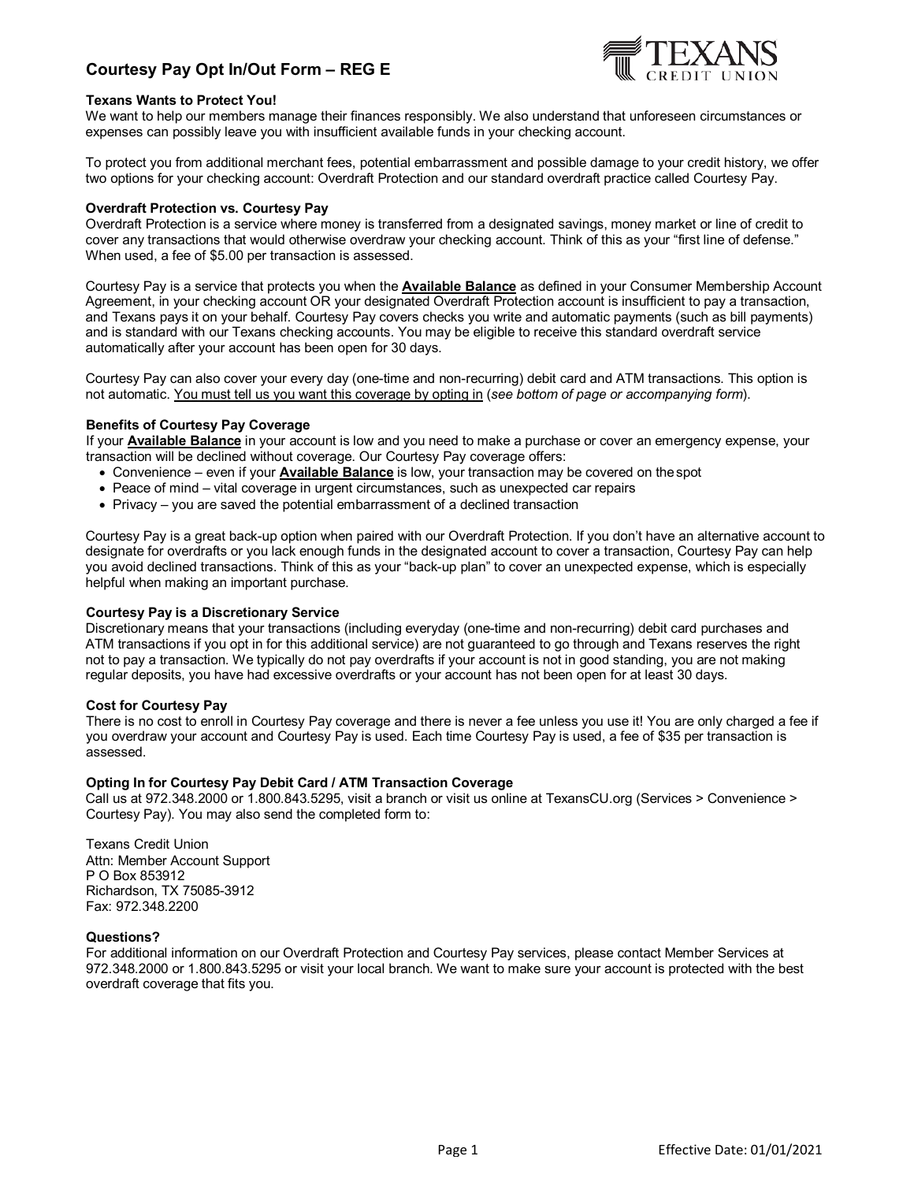# Courtesy Pay Opt In/Out Form – REG E

TEXANS CREDIT UNION

**Texans Wants to Protect You!**

We want to help our members manage their finances responsibly. We also understand that unforeseen circumstances or expenses can possibly leave you with insufficient available funds in your checking account.

To protect you from additional merchant fees, potential embarrassment and possible damage to your credit history, we offer two options for your checking account: Overdraft Protection and our standard overdraft practice called Courtesy Pay.

**Overdraft Protection vs. Courtesy Pay**

Overdraft Protection is a service where money is transferred from a designated savings, money market or line of credit to cover any transactions that would otherwise overdraw your checking account. Think of this as your "first line of defense." When used, a fee of $5.00 per transaction is assessed.

Courtesy Pay is a service that protects you when the **Available Balance** as defined in your Consumer Membership Account Agreement, in your checking account OR your designated Overdraft Protection account is insufficient to pay a transaction, and Texans pays it on your behalf. Courtesy Pay covers checks you write and automatic payments (such as bill payments) and is standard with our Texans checking accounts. You may be eligible to receive this standard overdraft service automatically after your account has been open for 30 days.

Courtesy Pay can also cover your every day (one-time and non-recurring) debit card and ATM transactions. This option is not automatic. You must tell us you want this coverage by opting in (*see bottom of page or accompanying form*).

**Benefits of Courtesy Pay Coverage**

If your **Available Balance** in your account is low and you need to make a purchase or cover an emergency expense, your transaction will be declined without coverage. Our Courtesy Pay coverage offers:

- Convenience – even if your **Available Balance** is low, your transaction may be covered on the spot
- Peace of mind – vital coverage in urgent circumstances, such as unexpected car repairs
- Privacy – you are saved the potential embarrassment of a declined transaction

Courtesy Pay is a great back-up option when paired with our Overdraft Protection. If you don't have an alternative account to designate for overdrafts or you lack enough funds in the designated account to cover a transaction, Courtesy Pay can help you avoid declined transactions. Think of this as your "back-up plan" to cover an unexpected expense, which is especially helpful when making an important purchase.

**Courtesy Pay is a Discretionary Service**

Discretionary means that your transactions (including everyday (one-time and non-recurring) debit card purchases and ATM transactions if you opt in for this additional service) are not guaranteed to go through and Texans reserves the right not to pay a transaction. We typically do not pay overdrafts if your account is not in good standing, you are not making regular deposits, you have had excessive overdrafts or your account has not been open for at least 30 days.

**Cost for Courtesy Pay**

There is no cost to enroll in Courtesy Pay coverage and there is never a fee unless you use it! You are only charged a fee if you overdraw your account and Courtesy Pay is used. Each time Courtesy Pay is used, a fee of $35 per transaction is assessed.

**Opting In for Courtesy Pay Debit Card / ATM Transaction Coverage**

Call us at 972.348.2000 or 1.800.843.5295, visit a branch or visit us online at TexansCU.org (Services > Convenience > Courtesy Pay). You may also send the completed form to:

Texans Credit Union
Attn: Member Account Support
P O Box 853912
Richardson, TX 75085-3912
Fax: 972.348.2200

**Questions?**

For additional information on our Overdraft Protection and Courtesy Pay services, please contact Member Services at 972.348.2000 or 1.800.843.5295 or visit your local branch. We want to make sure your account is protected with the best overdraft coverage that fits you.

Effective Date: 01/01/2021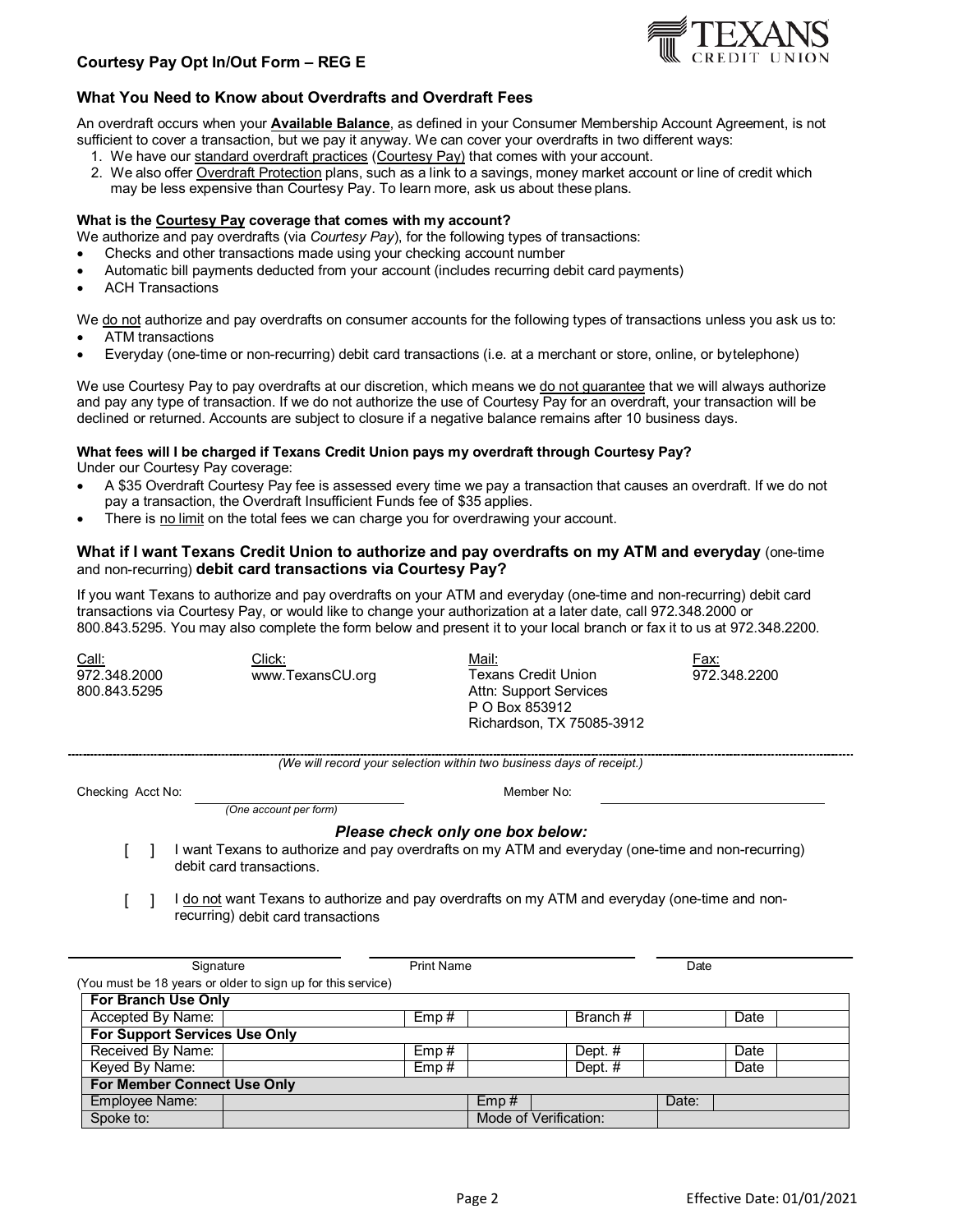# Courtesy Pay Opt In/Out Form – REG E

TEXANS CREDIT UNION

## What You Need to Know about Overdrafts and Overdraft Fees

An overdraft occurs when your **Available Balance**, as defined in your Consumer Membership Account Agreement, is not sufficient to cover a transaction, but we pay it anyway. We can cover your overdrafts in two different ways:

1. We have our standard overdraft practices (Courtesy Pay) that comes with your account.
2. We also offer Overdraft Protection plans, such as a link to a savings, money market account or line of credit which may be less expensive than Courtesy Pay. To learn more, ask us about these plans.

**What is the Courtesy Pay coverage that comes with my account?**

We authorize and pay overdrafts (via *Courtesy Pay*), for the following types of transactions:

- Checks and other transactions made using your checking account number
- Automatic bill payments deducted from your account (includes recurring debit card payments)
- ACH Transactions

We do not authorize and pay overdrafts on consumer accounts for the following types of transactions unless you ask us to:

- ATM transactions
- Everyday (one-time or non-recurring) debit card transactions (i.e. at a merchant or store, online, or bytelephone)

We use Courtesy Pay to pay overdrafts at our discretion, which means we do not guarantee that we will always authorize and pay any type of transaction. If we do not authorize the use of Courtesy Pay for an overdraft, your transaction will be declined or returned. Accounts are subject to closure if a negative balance remains after 10 business days.

**What fees will I be charged if Texans Credit Union pays my overdraft through Courtesy Pay?**

Under our Courtesy Pay coverage:

- A $35 Overdraft Courtesy Pay fee is assessed every time we pay a transaction that causes an overdraft. If we do not pay a transaction, the Overdraft Insufficient Funds fee of $35 applies.
- There is no limit on the total fees we can charge you for overdrawing your account.

### What if I want Texans Credit Union to authorize and pay overdrafts on my ATM and everyday (one-time and non-recurring) debit card transactions via Courtesy Pay?

If you want Texans to authorize and pay overdrafts on your ATM and everyday (one-time and non-recurring) debit card transactions via Courtesy Pay, or would like to change your authorization at a later date, call 972.348.2000 or 800.843.5295. You may also complete the form below and present it to your local branch or fax it to us at 972.348.2200.

| Call: | Click: | Mail: | Fax: |
|---|---|---|---|
| 972.348.2000<br>800.843.5295 | www.TexansCU.org | Texans Credit Union<br>Attn: Support Services<br>P O Box 853912<br>Richardson, TX 75085-3912 | 972.348.2200 |

---

*(We will record your selection within two business days of receipt.)*

Checking Acct No: ____________________ *(One account per form)*   Member No: ____________________

***Please check only one box below:***

[ ] I want Texans to authorize and pay overdrafts on my ATM and everyday (one-time and non-recurring) debit card transactions.

[ ] I do not want Texans to authorize and pay overdrafts on my ATM and everyday (one-time and non-recurring) debit card transactions

____________________ Signature   ____________________ Print Name   ____________________ Date

(You must be 18 years or older to sign up for this service)

| | | | | | | | |
|---|---|---|---|---|---|---|---|
| **For Branch Use Only** | | | | | | | |
| Accepted By Name: | | Emp # | | Branch # | | Date | |
| **For Support Services Use Only** | | | | | | | |
| Received By Name: | | Emp # | | Dept. # | | Date | |
| Keyed By Name: | | Emp # | | Dept. # | | Date | |
| **For Member Connect Use Only** | | | | | | | |
| Employee Name: | | Emp # | | | Date: | | |
| Spoke to: | | Mode of Verification: | | | | | |

Effective Date: 01/01/2021